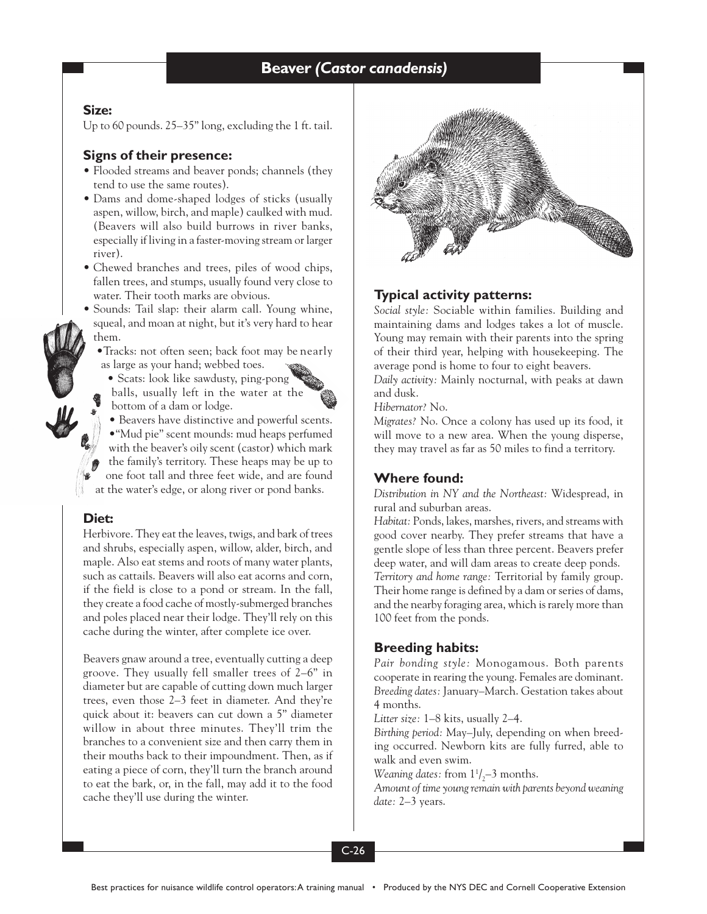# Beaver *(Castor canadensis)*

## Size:

Up to 60 pounds. 25–35" long, excluding the 1 ft. tail.

## Signs of their presence:

- Flooded streams and beaver ponds; channels (they tend to use the same routes).
- Dams and dome-shaped lodges of sticks (usually aspen, willow, birch, and maple) caulked with mud. (Beavers will also build burrows in river banks, especially if living in a faster-moving stream or larger river).
- Chewed branches and trees, piles of wood chips, fallen trees, and stumps, usually found very close to water. Their tooth marks are obvious.
- Sounds: Tail slap: their alarm call. Young whine, squeal, and moan at night, but it's very hard to hear them.
- Tracks: not often seen; back foot may be nearly as large as your hand; webbed toes.
- Scats: look like sawdusty, ping-pong balls, usually left in the water at the bottom of a dam or lodge.
- Beavers have distinctive and powerful scents.
- "Mud pie" scent mounds: mud heaps perfumed with the beaver's oily scent (castor) which mark the family's territory. These heaps may be up to one foot tall and three feet wide, and are found at the water's edge, or along river or pond banks.

## Diet:

Herbivore. They eat the leaves, twigs, and bark of trees and shrubs, especially aspen, willow, alder, birch, and maple. Also eat stems and roots of many water plants, such as cattails. Beavers will also eat acorns and corn, if the field is close to a pond or stream. In the fall, they create a food cache of mostly-submerged branches and poles placed near their lodge. They'll rely on this cache during the winter, after complete ice over.

Beavers gnaw around a tree, eventually cutting a deep groove. They usually fell smaller trees of 2–6" in diameter but are capable of cutting down much larger trees, even those 2–3 feet in diameter. And they're quick about it: beavers can cut down a 5" diameter willow in about three minutes. They'll trim the branches to a convenient size and then carry them in their mouths back to their impoundment. Then, as if eating a piece of corn, they'll turn the branch around to eat the bark, or, in the fall, may add it to the food cache they'll use during the winter.

## Typical activity patterns:

*Social style:* Sociable within families. Building and maintaining dams and lodges takes a lot of muscle. Young may remain with their parents into the spring of their third year, helping with housekeeping. The average pond is home to four to eight beavers.

*Daily activity:* Mainly nocturnal, with peaks at dawn and dusk.

*Hibernator?* No.

*Migrates?* No. Once a colony has used up its food, it will move to a new area. When the young disperse, they may travel as far as 50 miles to find a territory.

## Where found:

*Distribution in NY and the Northeast:* Widespread, in rural and suburban areas.

*Habitat:* Ponds, lakes, marshes, rivers, and streams with good cover nearby. They prefer streams that have a gentle slope of less than three percent. Beavers prefer deep water, and will dam areas to create deep ponds.

*Territory and home range:* Territorial by family group. Their home range is defined by a dam or series of dams, and the nearby foraging area, which is rarely more than 100 feet from the ponds.

## Breeding habits:

*Pair bonding style:* Monogamous. Both parents cooperate in rearing the young. Females are dominant.

*Breeding dates:* January–March. Gestation takes about 4 months.

*Litter size:* 1–8 kits, usually 2–4.

*Birthing period:* May–July, depending on when breeding occurred. Newborn kits are fully furred, able to walk and even swim.

*Weaning dates:* from 1½–3 months.

*Amount of time young remain with parents beyond weaning date:* 2–3 years.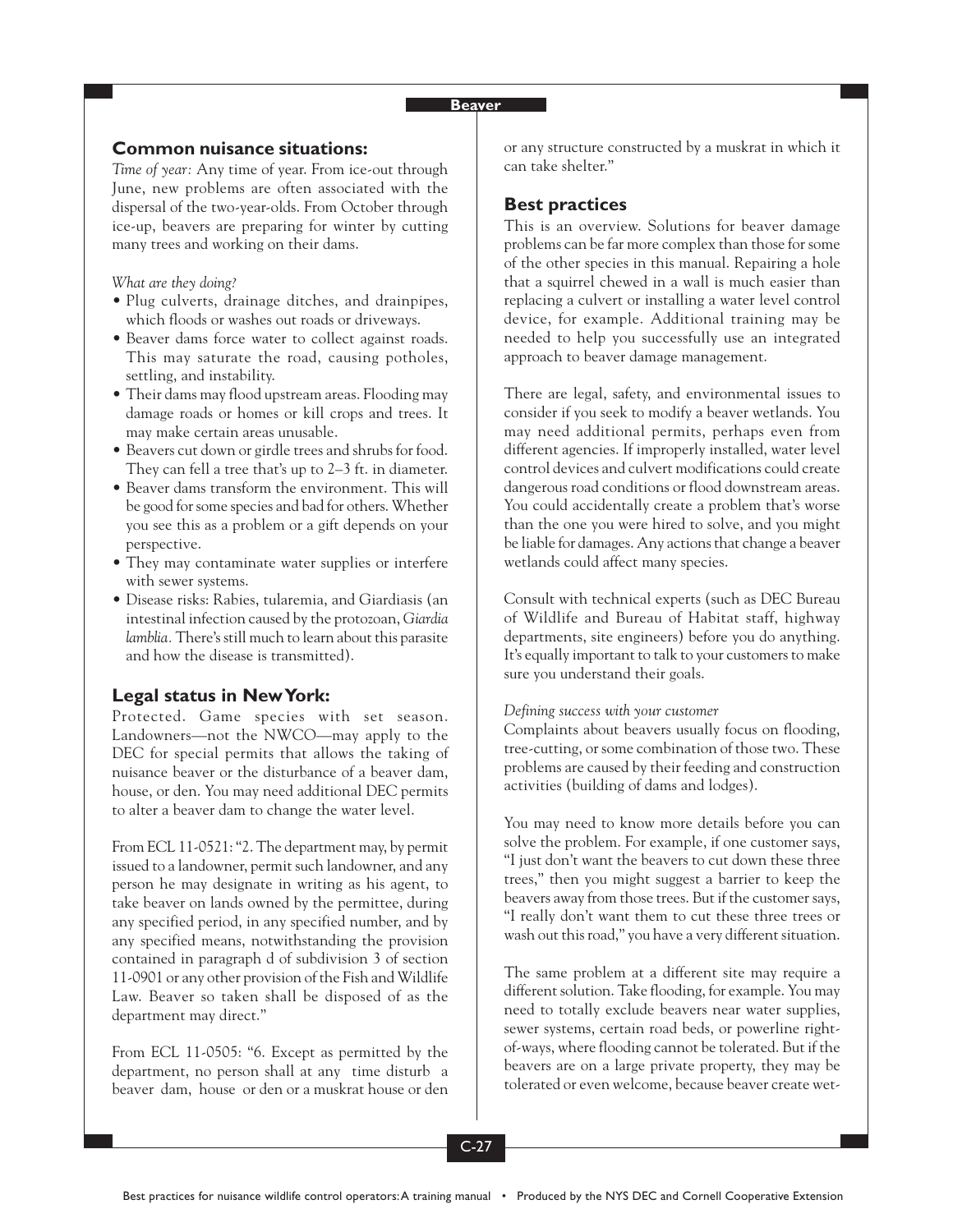## Common nuisance situations:

*Time of year:* Any time of year. From ice-out through June, new problems are often associated with the dispersal of the two-year-olds. From October through ice-up, beavers are preparing for winter by cutting many trees and working on their dams.

*What are they doing?*

- Plug culverts, drainage ditches, and drainpipes, which floods or washes out roads or driveways.
- Beaver dams force water to collect against roads. This may saturate the road, causing potholes, settling, and instability.
- Their dams may flood upstream areas. Flooding may damage roads or homes or kill crops and trees. It may make certain areas unusable.
- Beavers cut down or girdle trees and shrubs for food. They can fell a tree that's up to 2–3 ft. in diameter.
- Beaver dams transform the environment. This will be good for some species and bad for others. Whether you see this as a problem or a gift depends on your perspective.
- They may contaminate water supplies or interfere with sewer systems.
- Disease risks: Rabies, tularemia, and Giardiasis (an intestinal infection caused by the protozoan, *Giardia lamblia.* There's still much to learn about this parasite and how the disease is transmitted).

## Legal status in New York:

Protected. Game species with set season. Landowners—not the NWCO—may apply to the DEC for special permits that allows the taking of nuisance beaver or the disturbance of a beaver dam, house, or den. You may need additional DEC permits to alter a beaver dam to change the water level.

From ECL 11-0521: "2. The department may, by permit issued to a landowner, permit such landowner, and any person he may designate in writing as his agent, to take beaver on lands owned by the permittee, during any specified period, in any specified number, and by any specified means, notwithstanding the provision contained in paragraph d of subdivision 3 of section 11-0901 or any other provision of the Fish and Wildlife Law. Beaver so taken shall be disposed of as the department may direct."

From ECL 11-0505: "6. Except as permitted by the department, no person shall at any time disturb a beaver dam, house or den or a muskrat house or den or any structure constructed by a muskrat in which it can take shelter."

## Best practices

This is an overview. Solutions for beaver damage problems can be far more complex than those for some of the other species in this manual. Repairing a hole that a squirrel chewed in a wall is much easier than replacing a culvert or installing a water level control device, for example. Additional training may be needed to help you successfully use an integrated approach to beaver damage management.

There are legal, safety, and environmental issues to consider if you seek to modify a beaver wetlands. You may need additional permits, perhaps even from different agencies. If improperly installed, water level control devices and culvert modifications could create dangerous road conditions or flood downstream areas. You could accidentally create a problem that's worse than the one you were hired to solve, and you might be liable for damages. Any actions that change a beaver wetlands could affect many species.

Consult with technical experts (such as DEC Bureau of Wildlife and Bureau of Habitat staff, highway departments, site engineers) before you do anything. It's equally important to talk to your customers to make sure you understand their goals.

*Defining success with your customer*

Complaints about beavers usually focus on flooding, tree-cutting, or some combination of those two. These problems are caused by their feeding and construction activities (building of dams and lodges).

You may need to know more details before you can solve the problem. For example, if one customer says, "I just don't want the beavers to cut down these three trees," then you might suggest a barrier to keep the beavers away from those trees. But if the customer says, "I really don't want them to cut these three trees or wash out this road," you have a very different situation.

The same problem at a different site may require a different solution. Take flooding, for example. You may need to totally exclude beavers near water supplies, sewer systems, certain road beds, or powerline right-of-ways, where flooding cannot be tolerated. But if the beavers are on a large private property, they may be tolerated or even welcome, because beaver create wet-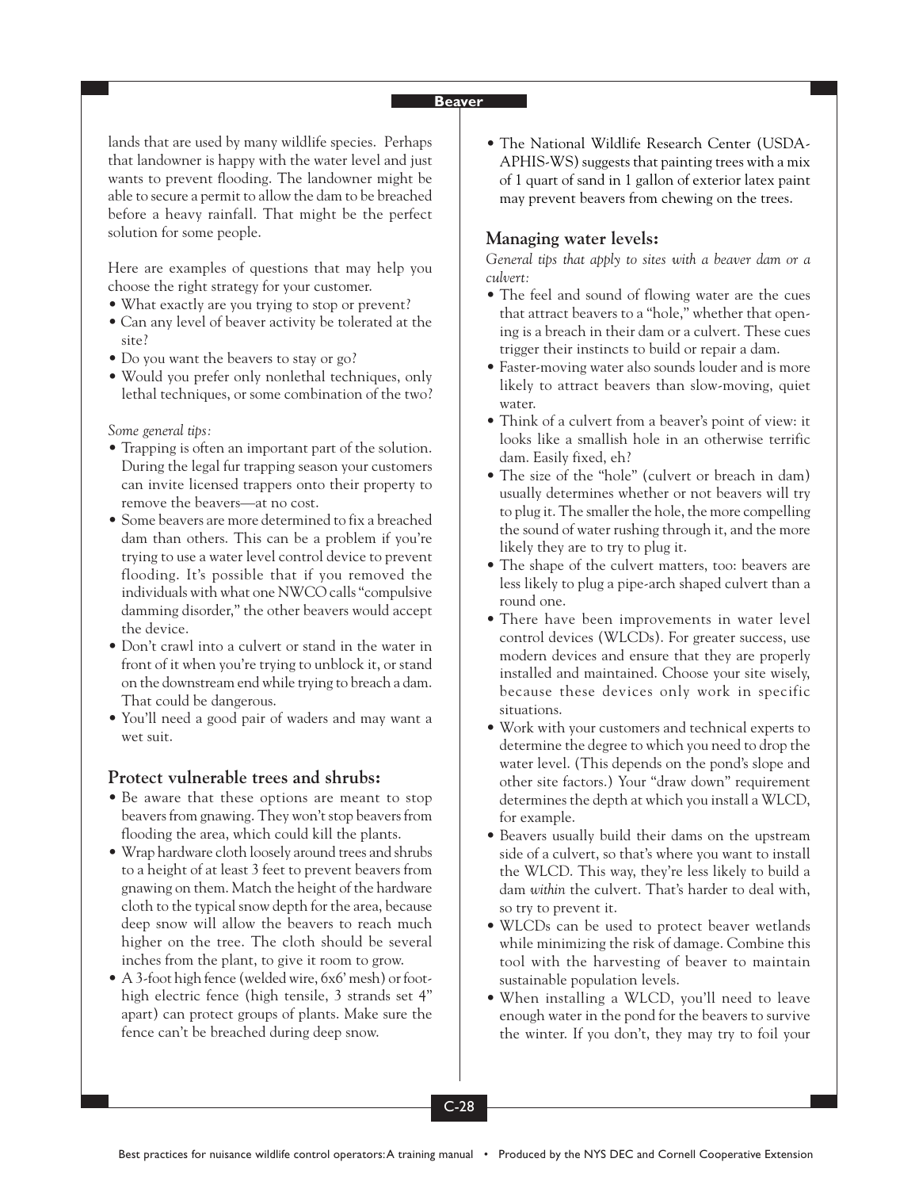lands that are used by many wildlife species. Perhaps that landowner is happy with the water level and just wants to prevent flooding. The landowner might be able to secure a permit to allow the dam to be breached before a heavy rainfall. That might be the perfect solution for some people.

Here are examples of questions that may help you choose the right strategy for your customer.

- What exactly are you trying to stop or prevent?
- Can any level of beaver activity be tolerated at the site?
- Do you want the beavers to stay or go?
- Would you prefer only nonlethal techniques, only lethal techniques, or some combination of the two?

*Some general tips:*

- Trapping is often an important part of the solution. During the legal fur trapping season your customers can invite licensed trappers onto their property to remove the beavers—at no cost.
- Some beavers are more determined to fix a breached dam than others. This can be a problem if you're trying to use a water level control device to prevent flooding. It's possible that if you removed the individuals with what one NWCO calls "compulsive damming disorder," the other beavers would accept the device.
- Don't crawl into a culvert or stand in the water in front of it when you're trying to unblock it, or stand on the downstream end while trying to breach a dam. That could be dangerous.
- You'll need a good pair of waders and may want a wet suit.

## Protect vulnerable trees and shrubs:

- Be aware that these options are meant to stop beavers from gnawing. They won't stop beavers from flooding the area, which could kill the plants.
- Wrap hardware cloth loosely around trees and shrubs to a height of at least 3 feet to prevent beavers from gnawing on them. Match the height of the hardware cloth to the typical snow depth for the area, because deep snow will allow the beavers to reach much higher on the tree. The cloth should be several inches from the plant, to give it room to grow.
- A 3-foot high fence (welded wire, 6x6' mesh) or foot-high electric fence (high tensile, 3 strands set 4" apart) can protect groups of plants. Make sure the fence can't be breached during deep snow.
- The National Wildlife Research Center (USDA-APHIS-WS) suggests that painting trees with a mix of 1 quart of sand in 1 gallon of exterior latex paint may prevent beavers from chewing on the trees.

## Managing water levels:

*General tips that apply to sites with a beaver dam or a culvert:*

- The feel and sound of flowing water are the cues that attract beavers to a "hole," whether that opening is a breach in their dam or a culvert. These cues trigger their instincts to build or repair a dam.
- Faster-moving water also sounds louder and is more likely to attract beavers than slow-moving, quiet water.
- Think of a culvert from a beaver's point of view: it looks like a smallish hole in an otherwise terrific dam. Easily fixed, eh?
- The size of the "hole" (culvert or breach in dam) usually determines whether or not beavers will try to plug it. The smaller the hole, the more compelling the sound of water rushing through it, and the more likely they are to try to plug it.
- The shape of the culvert matters, too: beavers are less likely to plug a pipe-arch shaped culvert than a round one.
- There have been improvements in water level control devices (WLCDs). For greater success, use modern devices and ensure that they are properly installed and maintained. Choose your site wisely, because these devices only work in specific situations.
- Work with your customers and technical experts to determine the degree to which you need to drop the water level. (This depends on the pond's slope and other site factors.) Your "draw down" requirement determines the depth at which you install a WLCD, for example.
- Beavers usually build their dams on the upstream side of a culvert, so that's where you want to install the WLCD. This way, they're less likely to build a dam *within* the culvert. That's harder to deal with, so try to prevent it.
- WLCDs can be used to protect beaver wetlands while minimizing the risk of damage. Combine this tool with the harvesting of beaver to maintain sustainable population levels.
- When installing a WLCD, you'll need to leave enough water in the pond for the beavers to survive the winter. If you don't, they may try to foil your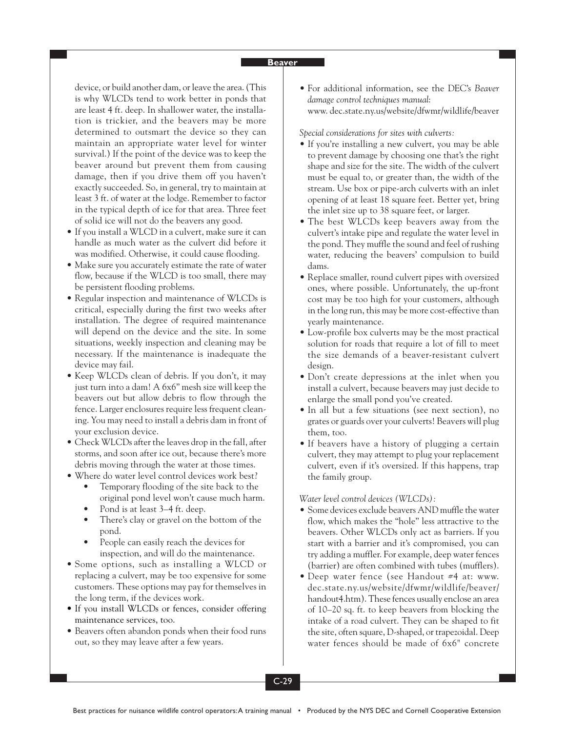device, or build another dam, or leave the area. (This is why WLCDs tend to work better in ponds that are least 4 ft. deep. In shallower water, the installation is trickier, and the beavers may be more determined to outsmart the device so they can maintain an appropriate water level for winter survival.) If the point of the device was to keep the beaver around but prevent them from causing damage, then if you drive them off you haven't exactly succeeded. So, in general, try to maintain at least 3 ft. of water at the lodge. Remember to factor in the typical depth of ice for that area. Three feet of solid ice will not do the beavers any good.

- If you install a WLCD in a culvert, make sure it can handle as much water as the culvert did before it was modified. Otherwise, it could cause flooding.
- Make sure you accurately estimate the rate of water flow, because if the WLCD is too small, there may be persistent flooding problems.
- Regular inspection and maintenance of WLCDs is critical, especially during the first two weeks after installation. The degree of required maintenance will depend on the device and the site. In some situations, weekly inspection and cleaning may be necessary. If the maintenance is inadequate the device may fail.
- Keep WLCDs clean of debris. If you don't, it may just turn into a dam! A 6x6" mesh size will keep the beavers out but allow debris to flow through the fence. Larger enclosures require less frequent cleaning. You may need to install a debris dam in front of your exclusion device.
- Check WLCDs after the leaves drop in the fall, after storms, and soon after ice out, because there's more debris moving through the water at those times.
- Where do water level control devices work best?
    - Temporary flooding of the site back to the original pond level won't cause much harm.
    - Pond is at least 3–4 ft. deep.
    - There's clay or gravel on the bottom of the pond.
    - People can easily reach the devices for inspection, and will do the maintenance.
- Some options, such as installing a WLCD or replacing a culvert, may be too expensive for some customers. These options may pay for themselves in the long term, if the devices work.
- If you install WLCDs or fences, consider offering maintenance services, too.
- Beavers often abandon ponds when their food runs out, so they may leave after a few years.
- For additional information, see the DEC's *Beaver damage control techniques manual*: www. dec.state.ny.us/website/dfwmr/wildlife/beaver

*Special considerations for sites with culverts:*

- If you're installing a new culvert, you may be able to prevent damage by choosing one that's the right shape and size for the site. The width of the culvert must be equal to, or greater than, the width of the stream. Use box or pipe-arch culverts with an inlet opening of at least 18 square feet. Better yet, bring the inlet size up to 38 square feet, or larger.
- The best WLCDs keep beavers away from the culvert's intake pipe and regulate the water level in the pond. They muffle the sound and feel of rushing water, reducing the beavers' compulsion to build dams.
- Replace smaller, round culvert pipes with oversized ones, where possible. Unfortunately, the up-front cost may be too high for your customers, although in the long run, this may be more cost-effective than yearly maintenance.
- Low-profile box culverts may be the most practical solution for roads that require a lot of fill to meet the size demands of a beaver-resistant culvert design.
- Don't create depressions at the inlet when you install a culvert, because beavers may just decide to enlarge the small pond you've created.
- In all but a few situations (see next section), no grates or guards over your culverts! Beavers will plug them, too.
- If beavers have a history of plugging a certain culvert, they may attempt to plug your replacement culvert, even if it's oversized. If this happens, trap the family group.

*Water level control devices (WLCDs):*

- Some devices exclude beavers AND muffle the water flow, which makes the "hole" less attractive to the beavers. Other WLCDs only act as barriers. If you start with a barrier and it's compromised, you can try adding a muffler. For example, deep water fences (barrier) are often combined with tubes (mufflers).
- Deep water fence (see Handout #4 at: www. dec.state.ny.us/website/dfwmr/wildlife/beaver/ handout4.htm). These fences usually enclose an area of 10–20 sq. ft. to keep beavers from blocking the intake of a road culvert. They can be shaped to fit the site, often square, D-shaped, or trapezoidal. Deep water fences should be made of 6x6" concrete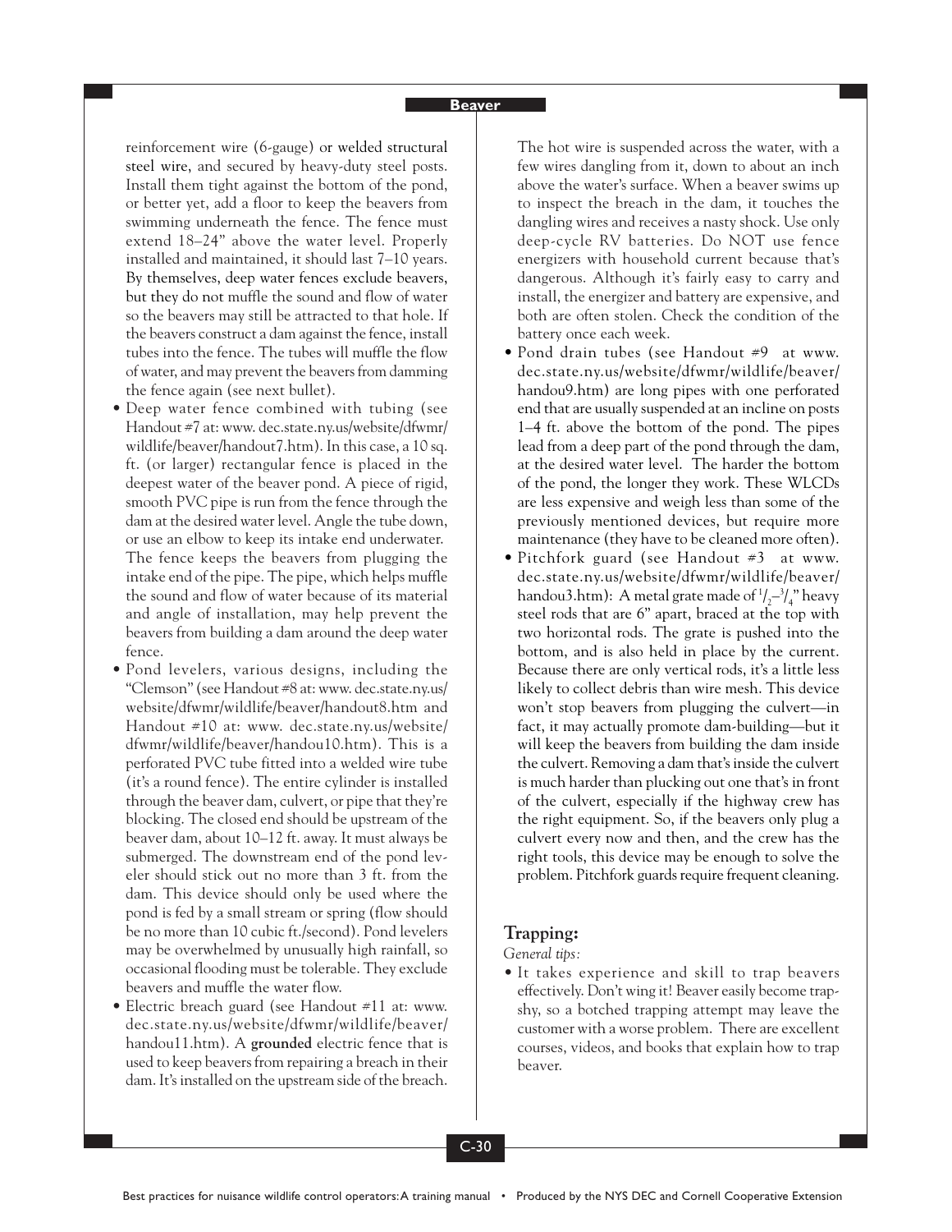reinforcement wire (6-gauge) or welded structural steel wire, and secured by heavy-duty steel posts. Install them tight against the bottom of the pond, or better yet, add a floor to keep the beavers from swimming underneath the fence. The fence must extend 18–24" above the water level. Properly installed and maintained, it should last 7–10 years. By themselves, deep water fences exclude beavers, but they do not muffle the sound and flow of water so the beavers may still be attracted to that hole. If the beavers construct a dam against the fence, install tubes into the fence. The tubes will muffle the flow of water, and may prevent the beavers from damming the fence again (see next bullet).

- Deep water fence combined with tubing (see Handout #7 at: www. dec.state.ny.us/website/dfwmr/wildlife/beaver/handout7.htm). In this case, a 10 sq. ft. (or larger) rectangular fence is placed in the deepest water of the beaver pond. A piece of rigid, smooth PVC pipe is run from the fence through the dam at the desired water level. Angle the tube down, or use an elbow to keep its intake end underwater. The fence keeps the beavers from plugging the intake end of the pipe. The pipe, which helps muffle the sound and flow of water because of its material and angle of installation, may help prevent the beavers from building a dam around the deep water fence.
- Pond levelers, various designs, including the "Clemson" (see Handout #8 at: www. dec.state.ny.us/website/dfwmr/wildlife/beaver/handout8.htm and Handout #10 at: www. dec.state.ny.us/website/dfwmr/wildlife/beaver/handou10.htm). This is a perforated PVC tube fitted into a welded wire tube (it's a round fence). The entire cylinder is installed through the beaver dam, culvert, or pipe that they're blocking. The closed end should be upstream of the beaver dam, about 10–12 ft. away. It must always be submerged. The downstream end of the pond leveler should stick out no more than 3 ft. from the dam. This device should only be used where the pond is fed by a small stream or spring (flow should be no more than 10 cubic ft./second). Pond levelers may be overwhelmed by unusually high rainfall, so occasional flooding must be tolerable. They exclude beavers and muffle the water flow.
- Electric breach guard (see Handout #11 at: www. dec.state.ny.us/website/dfwmr/wildlife/beaver/handou11.htm). A **grounded** electric fence that is used to keep beavers from repairing a breach in their dam. It's installed on the upstream side of the breach. The hot wire is suspended across the water, with a few wires dangling from it, down to about an inch above the water's surface. When a beaver swims up to inspect the breach in the dam, it touches the dangling wires and receives a nasty shock. Use only deep-cycle RV batteries. Do NOT use fence energizers with household current because that's dangerous. Although it's fairly easy to carry and install, the energizer and battery are expensive, and both are often stolen. Check the condition of the battery once each week.
- Pond drain tubes (see Handout #9 at www. dec.state.ny.us/website/dfwmr/wildlife/beaver/handou9.htm) are long pipes with one perforated end that are usually suspended at an incline on posts 1–4 ft. above the bottom of the pond. The pipes lead from a deep part of the pond through the dam, at the desired water level. The harder the bottom of the pond, the longer they work. These WLCDs are less expensive and weigh less than some of the previously mentioned devices, but require more maintenance (they have to be cleaned more often).
- Pitchfork guard (see Handout #3 at www. dec.state.ny.us/website/dfwmr/wildlife/beaver/handou3.htm): A metal grate made of $^1/_2$–$^3/_4$" heavy steel rods that are 6" apart, braced at the top with two horizontal rods. The grate is pushed into the bottom, and is also held in place by the current. Because there are only vertical rods, it's a little less likely to collect debris than wire mesh. This device won't stop beavers from plugging the culvert—in fact, it may actually promote dam-building—but it will keep the beavers from building the dam inside the culvert. Removing a dam that's inside the culvert is much harder than plucking out one that's in front of the culvert, especially if the highway crew has the right equipment. So, if the beavers only plug a culvert every now and then, and the crew has the right tools, this device may be enough to solve the problem. Pitchfork guards require frequent cleaning.

## Trapping:

*General tips:*

- It takes experience and skill to trap beavers effectively. Don't wing it! Beaver easily become trap-shy, so a botched trapping attempt may leave the customer with a worse problem. There are excellent courses, videos, and books that explain how to trap beaver.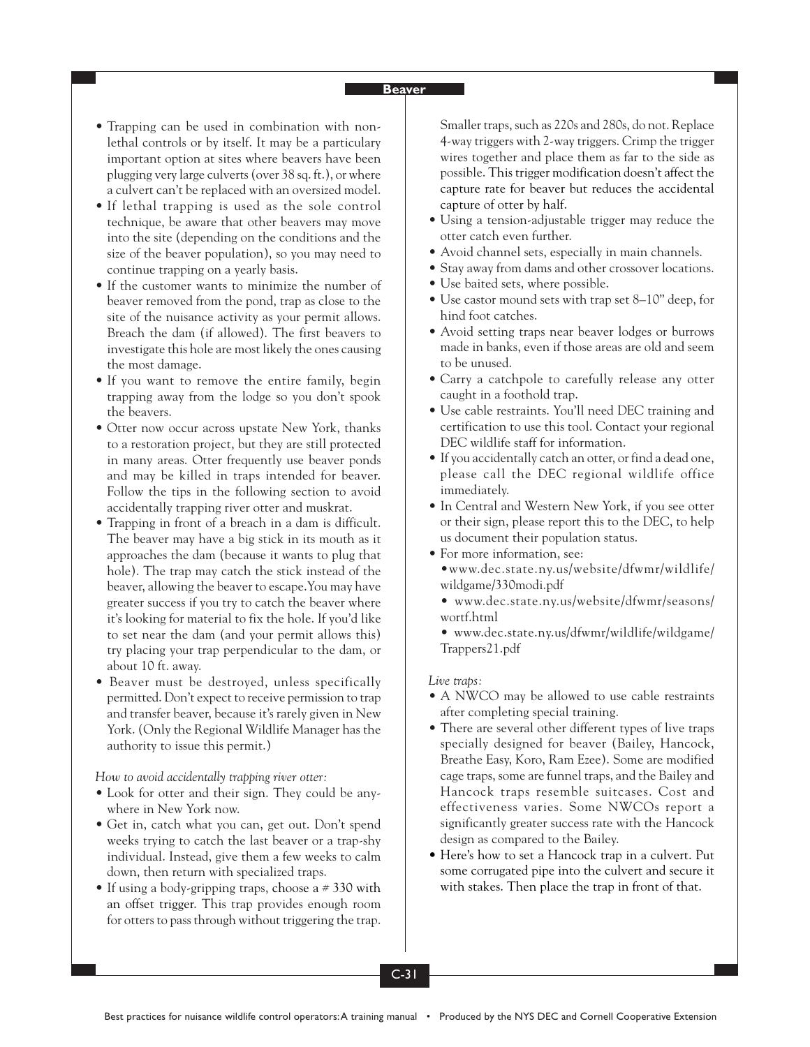- Trapping can be used in combination with non-lethal controls or by itself. It may be a particularly important option at sites where beavers have been plugging very large culverts (over 38 sq. ft.), or where a culvert can't be replaced with an oversized model.
- If lethal trapping is used as the sole control technique, be aware that other beavers may move into the site (depending on the conditions and the size of the beaver population), so you may need to continue trapping on a yearly basis.
- If the customer wants to minimize the number of beaver removed from the pond, trap as close to the site of the nuisance activity as your permit allows. Breach the dam (if allowed). The first beavers to investigate this hole are most likely the ones causing the most damage.
- If you want to remove the entire family, begin trapping away from the lodge so you don't spook the beavers.
- Otter now occur across upstate New York, thanks to a restoration project, but they are still protected in many areas. Otter frequently use beaver ponds and may be killed in traps intended for beaver. Follow the tips in the following section to avoid accidentally trapping river otter and muskrat.
- Trapping in front of a breach in a dam is difficult. The beaver may have a big stick in its mouth as it approaches the dam (because it wants to plug that hole). The trap may catch the stick instead of the beaver, allowing the beaver to escape. You may have greater success if you try to catch the beaver where it's looking for material to fix the hole. If you'd like to set near the dam (and your permit allows this) try placing your trap perpendicular to the dam, or about 10 ft. away.
- Beaver must be destroyed, unless specifically permitted. Don't expect to receive permission to trap and transfer beaver, because it's rarely given in New York. (Only the Regional Wildlife Manager has the authority to issue this permit.)

*How to avoid accidentally trapping river otter:*

- Look for otter and their sign. They could be anywhere in New York now.
- Get in, catch what you can, get out. Don't spend weeks trying to catch the last beaver or a trap-shy individual. Instead, give them a few weeks to calm down, then return with specialized traps.
- If using a body-gripping traps, choose a # 330 with an offset trigger. This trap provides enough room for otters to pass through without triggering the trap. Smaller traps, such as 220s and 280s, do not. Replace 4-way triggers with 2-way triggers. Crimp the trigger wires together and place them as far to the side as possible. This trigger modification doesn't affect the capture rate for beaver but reduces the accidental capture of otter by half.
- Using a tension-adjustable trigger may reduce the otter catch even further.
- Avoid channel sets, especially in main channels.
- Stay away from dams and other crossover locations.
- Use baited sets, where possible.
- Use castor mound sets with trap set 8–10" deep, for hind foot catches.
- Avoid setting traps near beaver lodges or burrows made in banks, even if those areas are old and seem to be unused.
- Carry a catchpole to carefully release any otter caught in a foothold trap.
- Use cable restraints. You'll need DEC training and certification to use this tool. Contact your regional DEC wildlife staff for information.
- If you accidentally catch an otter, or find a dead one, please call the DEC regional wildlife office immediately.
- In Central and Western New York, if you see otter or their sign, please report this to the DEC, to help us document their population status.
- For more information, see:
  - www.dec.state.ny.us/website/dfwmr/wildlife/wildgame/330modi.pdf
  - www.dec.state.ny.us/website/dfwmr/seasons/wortf.html
  - www.dec.state.ny.us/dfwmr/wildlife/wildgame/Trappers21.pdf

*Live traps:*

- A NWCO may be allowed to use cable restraints after completing special training.
- There are several other different types of live traps specially designed for beaver (Bailey, Hancock, Breathe Easy, Koro, Ram Ezee). Some are modified cage traps, some are funnel traps, and the Bailey and Hancock traps resemble suitcases. Cost and effectiveness varies. Some NWCOs report a significantly greater success rate with the Hancock design as compared to the Bailey.
- Here's how to set a Hancock trap in a culvert. Put some corrugated pipe into the culvert and secure it with stakes. Then place the trap in front of that.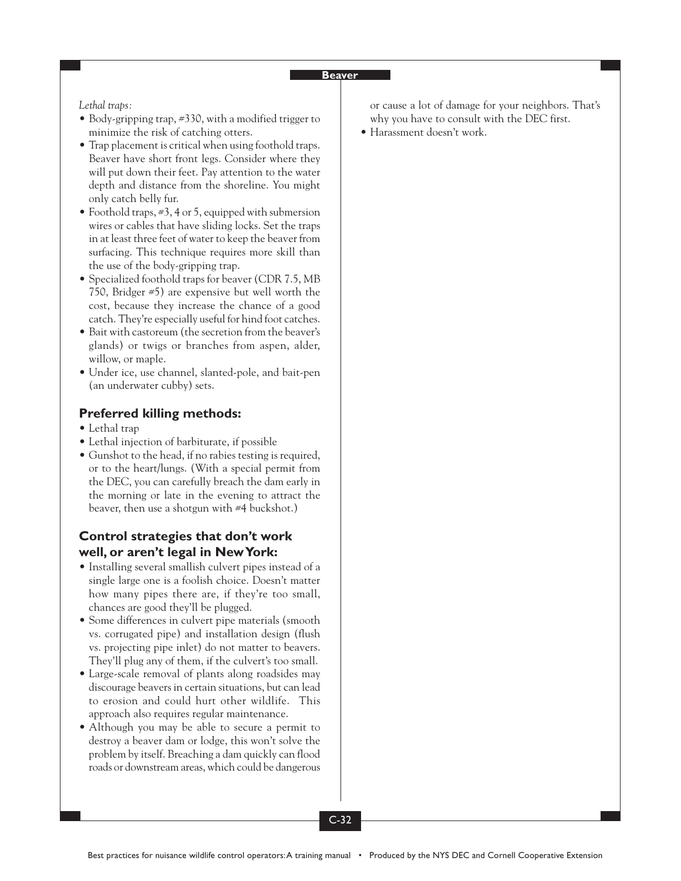*Lethal traps:*

- Body-gripping trap, #330, with a modified trigger to minimize the risk of catching otters.
- Trap placement is critical when using foothold traps. Beaver have short front legs. Consider where they will put down their feet. Pay attention to the water depth and distance from the shoreline. You might only catch belly fur.
- Foothold traps, #3, 4 or 5, equipped with submersion wires or cables that have sliding locks. Set the traps in at least three feet of water to keep the beaver from surfacing. This technique requires more skill than the use of the body-gripping trap.
- Specialized foothold traps for beaver (CDR 7.5, MB 750, Bridger #5) are expensive but well worth the cost, because they increase the chance of a good catch. They're especially useful for hind foot catches.
- Bait with castoreum (the secretion from the beaver's glands) or twigs or branches from aspen, alder, willow, or maple.
- Under ice, use channel, slanted-pole, and bait-pen (an underwater cubby) sets.

## Preferred killing methods:

- Lethal trap
- Lethal injection of barbiturate, if possible
- Gunshot to the head, if no rabies testing is required, or to the heart/lungs. (With a special permit from the DEC, you can carefully breach the dam early in the morning or late in the evening to attract the beaver, then use a shotgun with #4 buckshot.)

## Control strategies that don't work well, or aren't legal in New York:

- Installing several smallish culvert pipes instead of a single large one is a foolish choice. Doesn't matter how many pipes there are, if they're too small, chances are good they'll be plugged.
- Some differences in culvert pipe materials (smooth vs. corrugated pipe) and installation design (flush vs. projecting pipe inlet) do not matter to beavers. They'll plug any of them, if the culvert's too small.
- Large-scale removal of plants along roadsides may discourage beavers in certain situations, but can lead to erosion and could hurt other wildlife. This approach also requires regular maintenance.
- Although you may be able to secure a permit to destroy a beaver dam or lodge, this won't solve the problem by itself. Breaching a dam quickly can flood roads or downstream areas, which could be dangerous or cause a lot of damage for your neighbors. That's why you have to consult with the DEC first.
- Harassment doesn't work.